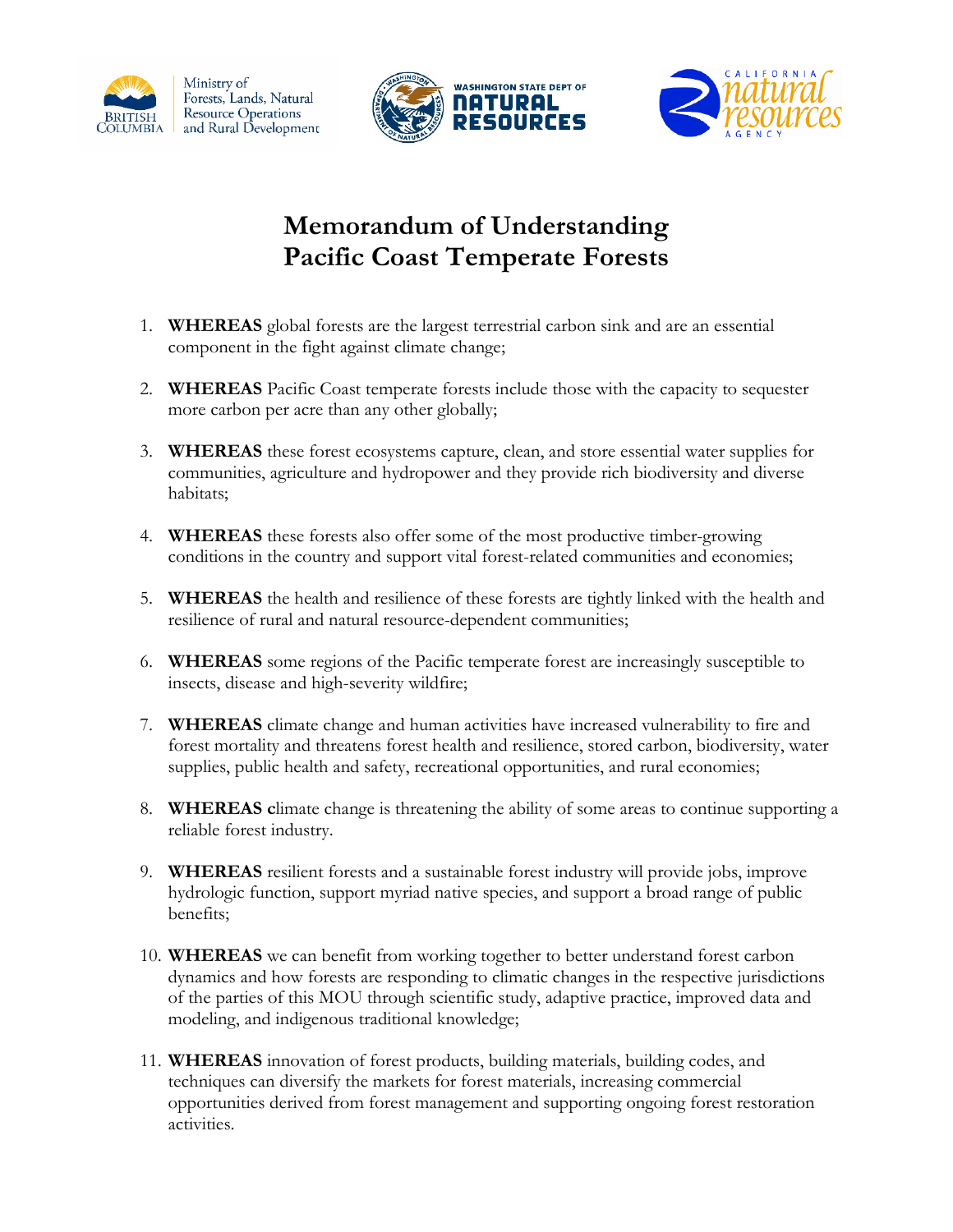# Memorandum of Understanding
# Pacific Coast Temperate Forests

1. **WHEREAS** global forests are the largest terrestrial carbon sink and are an essential component in the fight against climate change;

2. **WHEREAS** Pacific Coast temperate forests include those with the capacity to sequester more carbon per acre than any other globally;

3. **WHEREAS** these forest ecosystems capture, clean, and store essential water supplies for communities, agriculture and hydropower and they provide rich biodiversity and diverse habitats;

4. **WHEREAS** these forests also offer some of the most productive timber-growing conditions in the country and support vital forest-related communities and economies;

5. **WHEREAS** the health and resilience of these forests are tightly linked with the health and resilience of rural and natural resource-dependent communities;

6. **WHEREAS** some regions of the Pacific temperate forest are increasingly susceptible to insects, disease and high-severity wildfire;

7. **WHEREAS** climate change and human activities have increased vulnerability to fire and forest mortality and threatens forest health and resilience, stored carbon, biodiversity, water supplies, public health and safety, recreational opportunities, and rural economies;

8. **WHEREAS c**limate change is threatening the ability of some areas to continue supporting a reliable forest industry.

9. **WHEREAS** resilient forests and a sustainable forest industry will provide jobs, improve hydrologic function, support myriad native species, and support a broad range of public benefits;

10. **WHEREAS** we can benefit from working together to better understand forest carbon dynamics and how forests are responding to climatic changes in the respective jurisdictions of the parties of this MOU through scientific study, adaptive practice, improved data and modeling, and indigenous traditional knowledge;

11. **WHEREAS** innovation of forest products, building materials, building codes, and techniques can diversify the markets for forest materials, increasing commercial opportunities derived from forest management and supporting ongoing forest restoration activities.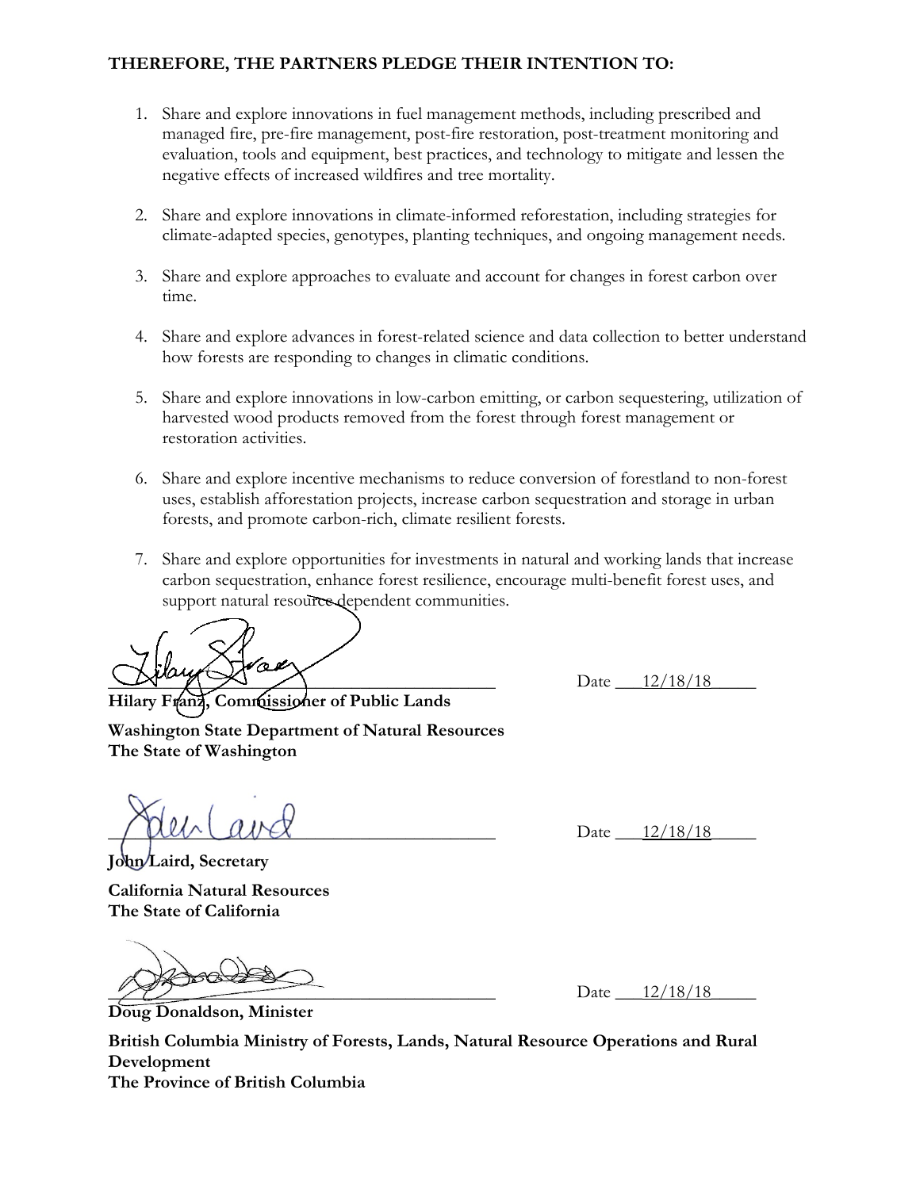**THEREFORE, THE PARTNERS PLEDGE THEIR INTENTION TO:**

1. Share and explore innovations in fuel management methods, including prescribed and managed fire, pre-fire management, post-fire restoration, post-treatment monitoring and evaluation, tools and equipment, best practices, and technology to mitigate and lessen the negative effects of increased wildfires and tree mortality.

2. Share and explore innovations in climate-informed reforestation, including strategies for climate-adapted species, genotypes, planting techniques, and ongoing management needs.

3. Share and explore approaches to evaluate and account for changes in forest carbon over time.

4. Share and explore advances in forest-related science and data collection to better understand how forests are responding to changes in climatic conditions.

5. Share and explore innovations in low-carbon emitting, or carbon sequestering, utilization of harvested wood products removed from the forest through forest management or restoration activities.

6. Share and explore incentive mechanisms to reduce conversion of forestland to non-forest uses, establish afforestation projects, increase carbon sequestration and storage in urban forests, and promote carbon-rich, climate resilient forests.

7. Share and explore opportunities for investments in natural and working lands that increase carbon sequestration, enhance forest resilience, encourage multi-benefit forest uses, and support natural resource dependent communities.

_________________________________________ Date 12/18/18

**Hilary Franz, Commissioner of Public Lands**

**Washington State Department of Natural Resources**
**The State of Washington**

_________________________________________ Date 12/18/18

**John Laird, Secretary**

**California Natural Resources**
**The State of California**

_________________________________________ Date 12/18/18

**Doug Donaldson, Minister**

**British Columbia Ministry of Forests, Lands, Natural Resource Operations and Rural Development**
**The Province of British Columbia**